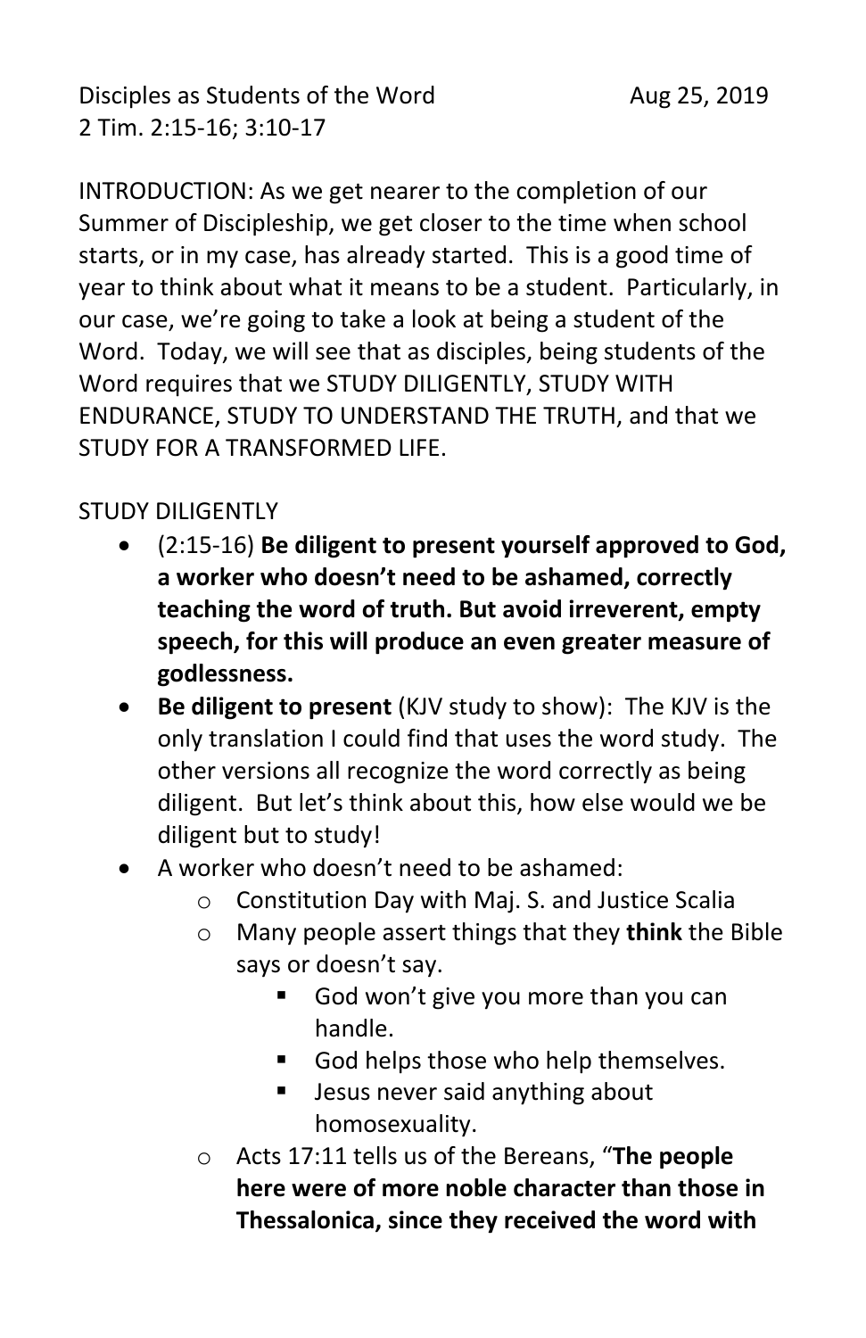Disciples as Students of the Word Aug 25, 2019
2 Tim. 2:15-16; 3:10-17

INTRODUCTION: As we get nearer to the completion of our Summer of Discipleship, we get closer to the time when school starts, or in my case, has already started. This is a good time of year to think about what it means to be a student. Particularly, in our case, we're going to take a look at being a student of the Word. Today, we will see that as disciples, being students of the Word requires that we STUDY DILIGENTLY, STUDY WITH ENDURANCE, STUDY TO UNDERSTAND THE TRUTH, and that we STUDY FOR A TRANSFORMED LIFE.

STUDY DILIGENTLY

- (2:15-16) **Be diligent to present yourself approved to God, a worker who doesn't need to be ashamed, correctly teaching the word of truth. But avoid irreverent, empty speech, for this will produce an even greater measure of godlessness.**
- **Be diligent to present** (KJV study to show): The KJV is the only translation I could find that uses the word study. The other versions all recognize the word correctly as being diligent. But let's think about this, how else would we be diligent but to study!
- A worker who doesn't need to be ashamed:
  - Constitution Day with Maj. S. and Justice Scalia
  - Many people assert things that they **think** the Bible says or doesn't say.
    - God won't give you more than you can handle.
    - God helps those who help themselves.
    - Jesus never said anything about homosexuality.
  - Acts 17:11 tells us of the Bereans, "**The people here were of more noble character than those in Thessalonica, since they received the word with**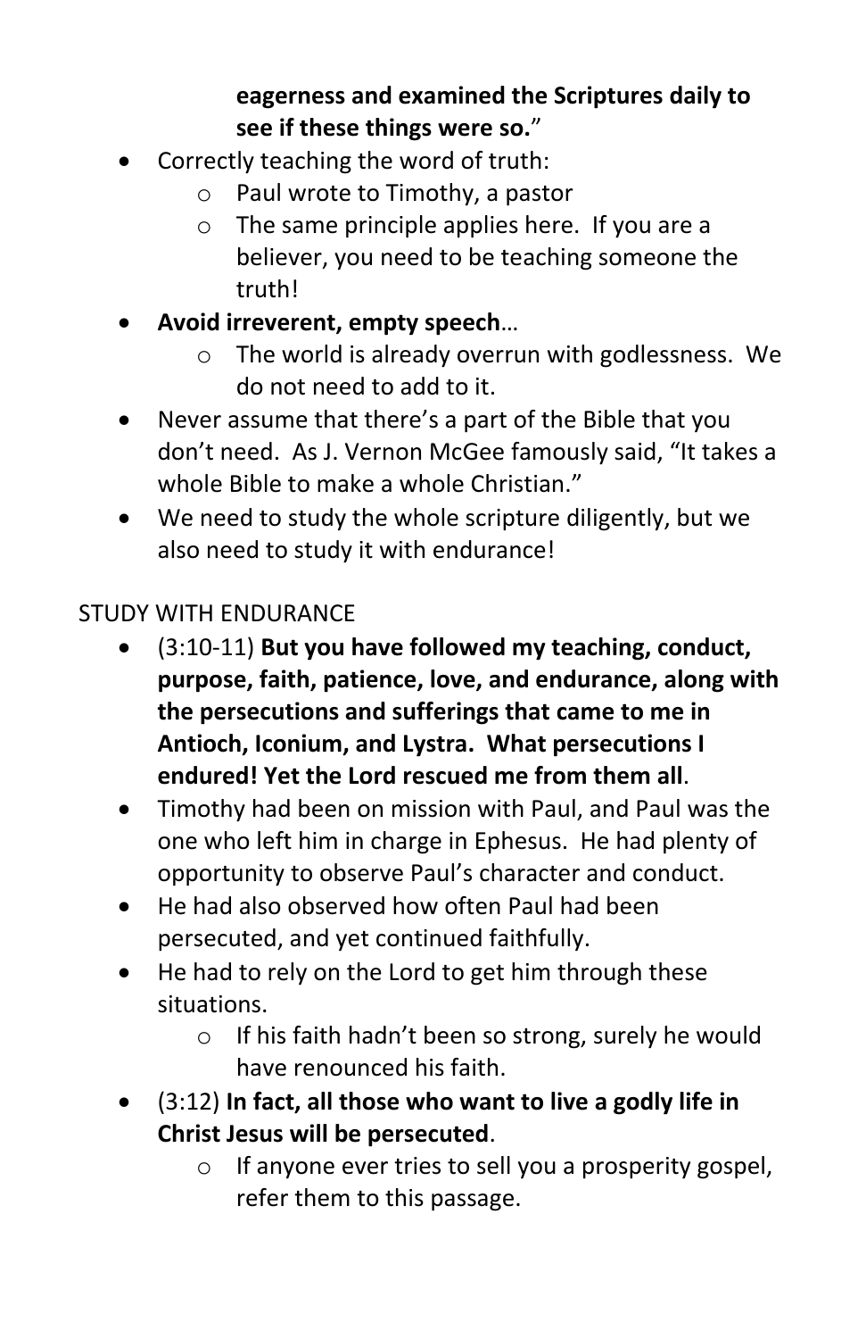**eagerness and examined the Scriptures daily to see if these things were so.**"

- Correctly teaching the word of truth:
    - Paul wrote to Timothy, a pastor
    - The same principle applies here. If you are a believer, you need to be teaching someone the truth!
- **Avoid irreverent, empty speech**…
    - The world is already overrun with godlessness. We do not need to add to it.
- Never assume that there's a part of the Bible that you don't need. As J. Vernon McGee famously said, "It takes a whole Bible to make a whole Christian."
- We need to study the whole scripture diligently, but we also need to study it with endurance!

STUDY WITH ENDURANCE

- (3:10-11) **But you have followed my teaching, conduct, purpose, faith, patience, love, and endurance, along with the persecutions and sufferings that came to me in Antioch, Iconium, and Lystra. What persecutions I endured! Yet the Lord rescued me from them all**.
- Timothy had been on mission with Paul, and Paul was the one who left him in charge in Ephesus. He had plenty of opportunity to observe Paul's character and conduct.
- He had also observed how often Paul had been persecuted, and yet continued faithfully.
- He had to rely on the Lord to get him through these situations.
    - If his faith hadn't been so strong, surely he would have renounced his faith.
- (3:12) **In fact, all those who want to live a godly life in Christ Jesus will be persecuted**.
    - If anyone ever tries to sell you a prosperity gospel, refer them to this passage.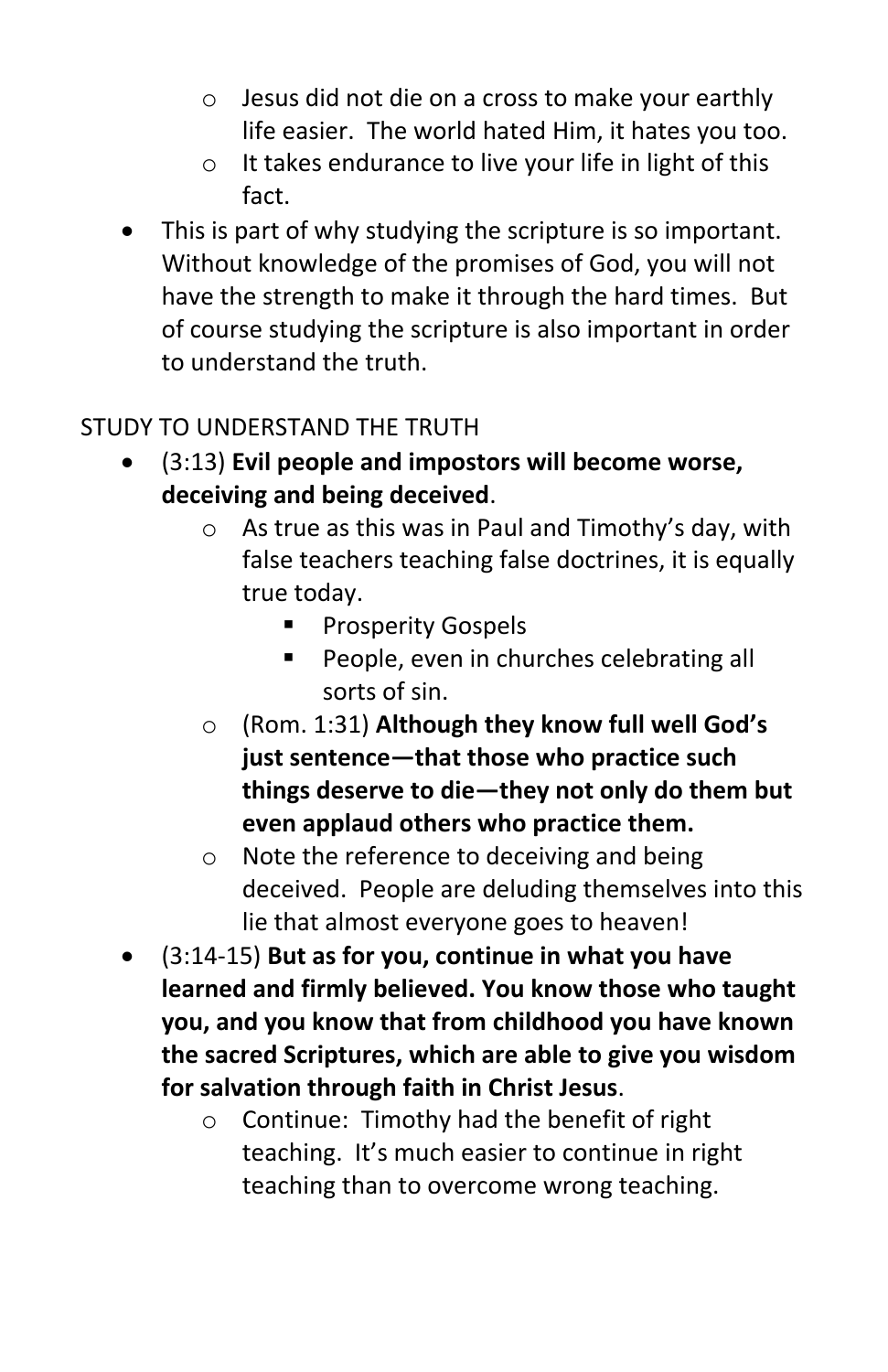- Jesus did not die on a cross to make your earthly life easier. The world hated Him, it hates you too.
  - It takes endurance to live your life in light of this fact.
- This is part of why studying the scripture is so important. Without knowledge of the promises of God, you will not have the strength to make it through the hard times. But of course studying the scripture is also important in order to understand the truth.

STUDY TO UNDERSTAND THE TRUTH

- (3:13) **Evil people and impostors will become worse, deceiving and being deceived**.
  - As true as this was in Paul and Timothy's day, with false teachers teaching false doctrines, it is equally true today.
    - Prosperity Gospels
    - People, even in churches celebrating all sorts of sin.
  - (Rom. 1:31) **Although they know full well God's just sentence—that those who practice such things deserve to die—they not only do them but even applaud others who practice them.**
  - Note the reference to deceiving and being deceived. People are deluding themselves into this lie that almost everyone goes to heaven!
- (3:14-15) **But as for you, continue in what you have learned and firmly believed. You know those who taught you, and you know that from childhood you have known the sacred Scriptures, which are able to give you wisdom for salvation through faith in Christ Jesus**.
  - Continue: Timothy had the benefit of right teaching. It's much easier to continue in right teaching than to overcome wrong teaching.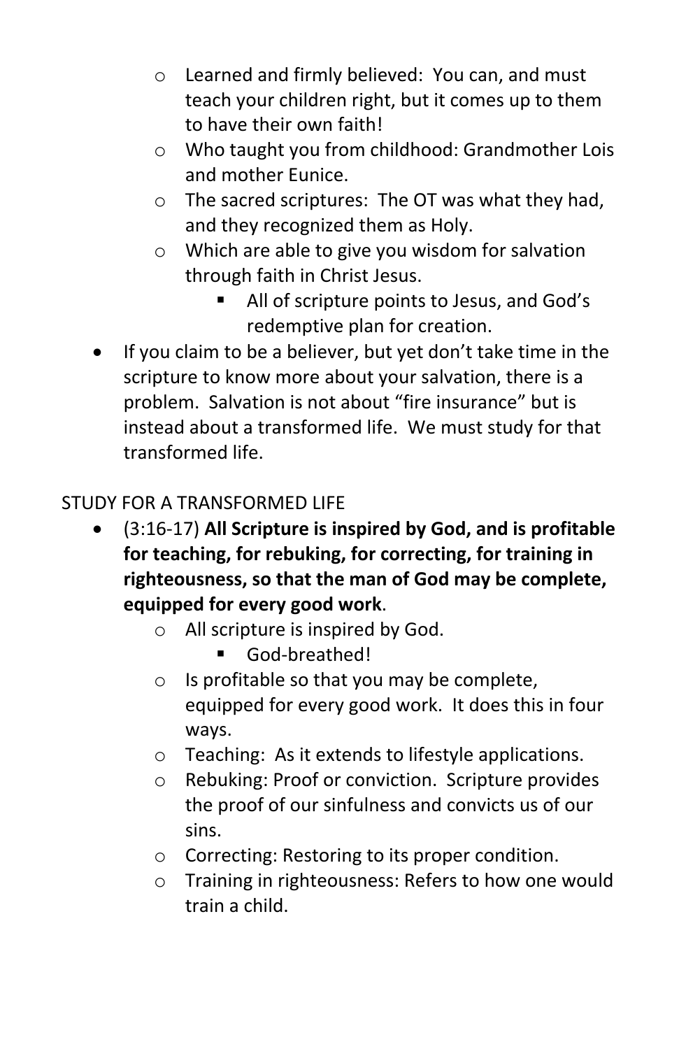- Learned and firmly believed: You can, and must teach your children right, but it comes up to them to have their own faith!
    - Who taught you from childhood: Grandmother Lois and mother Eunice.
    - The sacred scriptures: The OT was what they had, and they recognized them as Holy.
    - Which are able to give you wisdom for salvation through faith in Christ Jesus.
        - All of scripture points to Jesus, and God's redemptive plan for creation.
- If you claim to be a believer, but yet don't take time in the scripture to know more about your salvation, there is a problem. Salvation is not about "fire insurance" but is instead about a transformed life. We must study for that transformed life.

STUDY FOR A TRANSFORMED LIFE

- (3:16-17) **All Scripture is inspired by God, and is profitable for teaching, for rebuking, for correcting, for training in righteousness, so that the man of God may be complete, equipped for every good work**.
    - All scripture is inspired by God.
        - God-breathed!
    - Is profitable so that you may be complete, equipped for every good work. It does this in four ways.
    - Teaching: As it extends to lifestyle applications.
    - Rebuking: Proof or conviction. Scripture provides the proof of our sinfulness and convicts us of our sins.
    - Correcting: Restoring to its proper condition.
    - Training in righteousness: Refers to how one would train a child.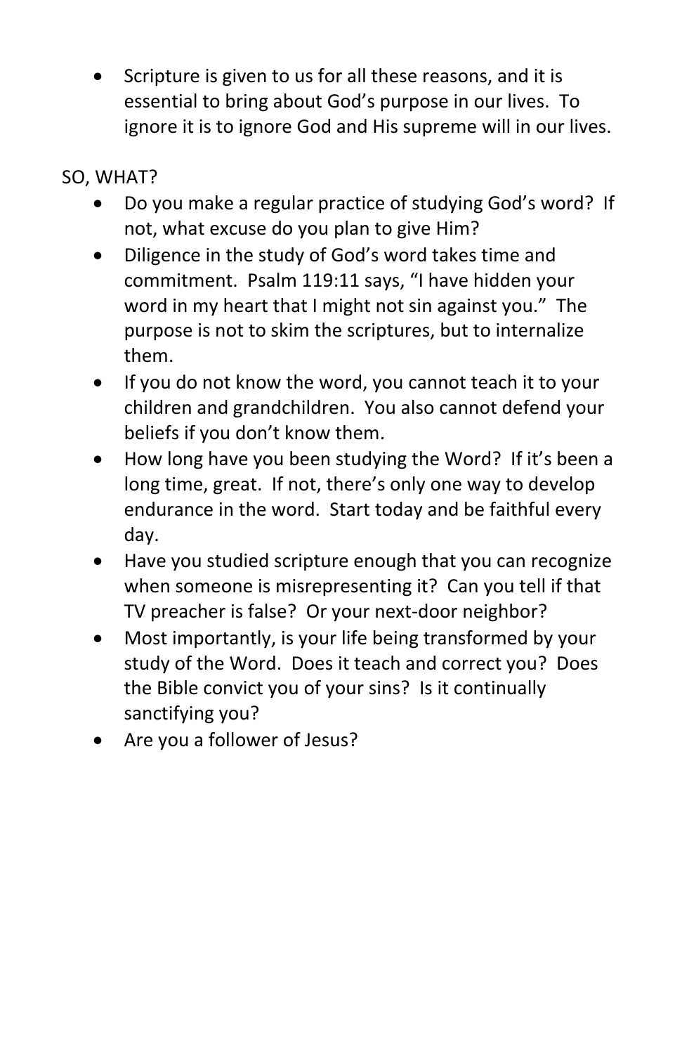- Scripture is given to us for all these reasons, and it is essential to bring about God's purpose in our lives. To ignore it is to ignore God and His supreme will in our lives.

SO, WHAT?

- Do you make a regular practice of studying God's word? If not, what excuse do you plan to give Him?
- Diligence in the study of God's word takes time and commitment. Psalm 119:11 says, "I have hidden your word in my heart that I might not sin against you." The purpose is not to skim the scriptures, but to internalize them.
- If you do not know the word, you cannot teach it to your children and grandchildren. You also cannot defend your beliefs if you don't know them.
- How long have you been studying the Word? If it's been a long time, great. If not, there's only one way to develop endurance in the word. Start today and be faithful every day.
- Have you studied scripture enough that you can recognize when someone is misrepresenting it? Can you tell if that TV preacher is false? Or your next-door neighbor?
- Most importantly, is your life being transformed by your study of the Word. Does it teach and correct you? Does the Bible convict you of your sins? Is it continually sanctifying you?
- Are you a follower of Jesus?